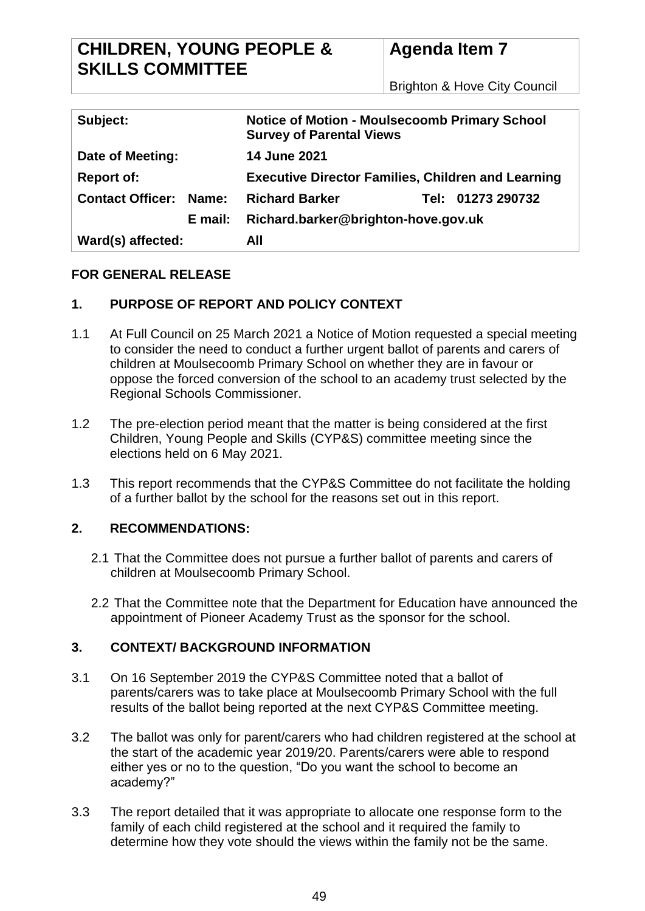| CHILDREN, YOUNG PEOPLE & SKILLS COMMITTEE | Agenda Item 7 |
|---|---|
| | Brighton & Hove City Council |

| | | | |
|---|---|---|---|
| **Subject:** | | **Notice of Motion - Moulsecoomb Primary School Survey of Parental Views** | |
| **Date of Meeting:** | | **14 June 2021** | |
| **Report of:** | | **Executive Director Families, Children and Learning** | |
| **Contact Officer:** | **Name:** | **Richard Barker** | **Tel: 01273 290732** |
| | **E mail:** | **Richard.barker@brighton-hove.gov.uk** | |
| **Ward(s) affected:** | | **All** | |

**FOR GENERAL RELEASE**

## 1. PURPOSE OF REPORT AND POLICY CONTEXT

1.1 At Full Council on 25 March 2021 a Notice of Motion requested a special meeting to consider the need to conduct a further urgent ballot of parents and carers of children at Moulsecoomb Primary School on whether they are in favour or oppose the forced conversion of the school to an academy trust selected by the Regional Schools Commissioner.

1.2 The pre-election period meant that the matter is being considered at the first Children, Young People and Skills (CYP&S) committee meeting since the elections held on 6 May 2021.

1.3 This report recommends that the CYP&S Committee do not facilitate the holding of a further ballot by the school for the reasons set out in this report.

## 2. RECOMMENDATIONS:

2.1 That the Committee does not pursue a further ballot of parents and carers of children at Moulsecoomb Primary School.

2.2 That the Committee note that the Department for Education have announced the appointment of Pioneer Academy Trust as the sponsor for the school.

## 3. CONTEXT/ BACKGROUND INFORMATION

3.1 On 16 September 2019 the CYP&S Committee noted that a ballot of parents/carers was to take place at Moulsecoomb Primary School with the full results of the ballot being reported at the next CYP&S Committee meeting.

3.2 The ballot was only for parent/carers who had children registered at the school at the start of the academic year 2019/20. Parents/carers were able to respond either yes or no to the question, "Do you want the school to become an academy?"

3.3 The report detailed that it was appropriate to allocate one response form to the family of each child registered at the school and it required the family to determine how they vote should the views within the family not be the same.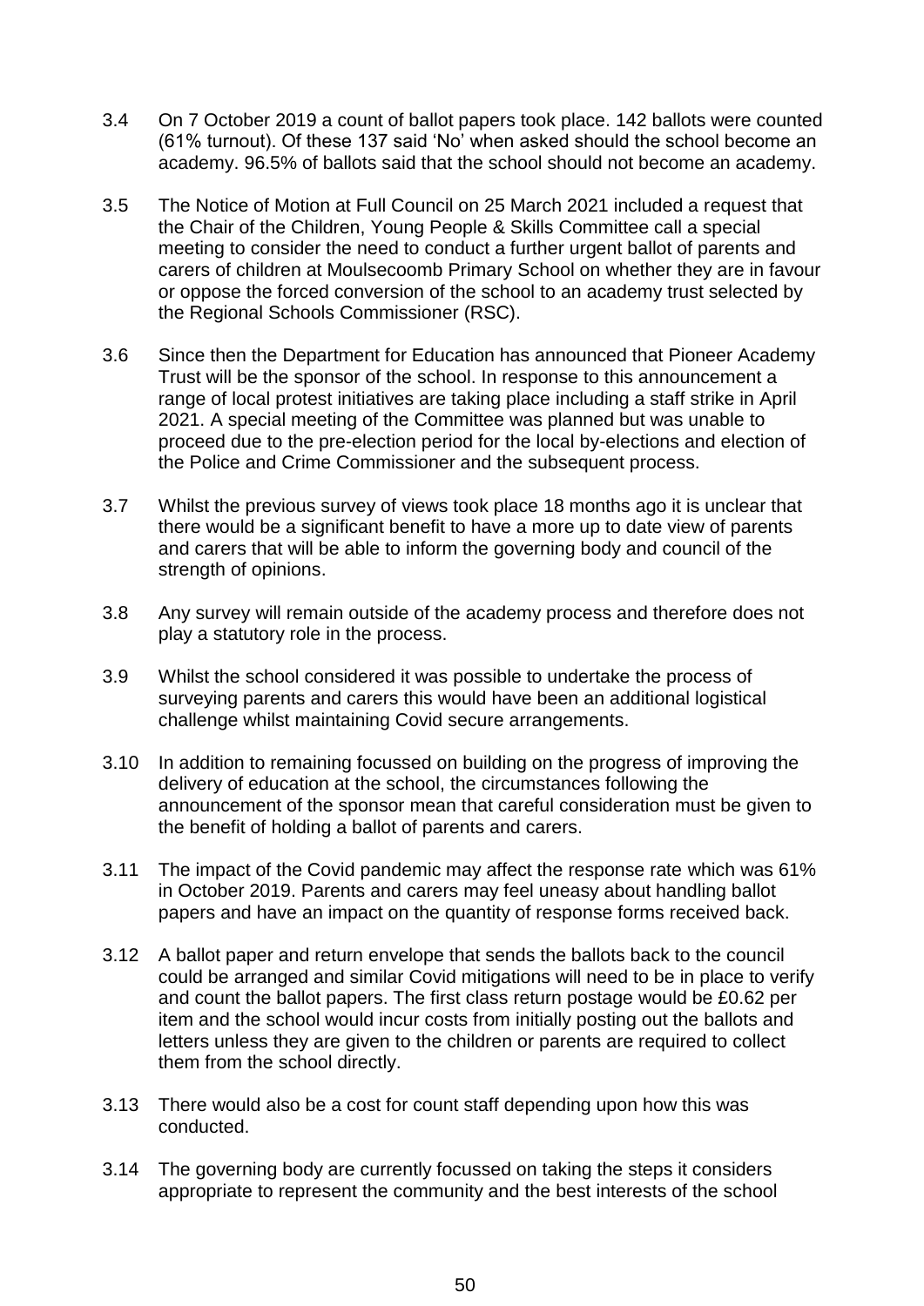3.4 On 7 October 2019 a count of ballot papers took place. 142 ballots were counted (61% turnout). Of these 137 said 'No' when asked should the school become an academy. 96.5% of ballots said that the school should not become an academy.

3.5 The Notice of Motion at Full Council on 25 March 2021 included a request that the Chair of the Children, Young People & Skills Committee call a special meeting to consider the need to conduct a further urgent ballot of parents and carers of children at Moulsecoomb Primary School on whether they are in favour or oppose the forced conversion of the school to an academy trust selected by the Regional Schools Commissioner (RSC).

3.6 Since then the Department for Education has announced that Pioneer Academy Trust will be the sponsor of the school. In response to this announcement a range of local protest initiatives are taking place including a staff strike in April 2021. A special meeting of the Committee was planned but was unable to proceed due to the pre-election period for the local by-elections and election of the Police and Crime Commissioner and the subsequent process.

3.7 Whilst the previous survey of views took place 18 months ago it is unclear that there would be a significant benefit to have a more up to date view of parents and carers that will be able to inform the governing body and council of the strength of opinions.

3.8 Any survey will remain outside of the academy process and therefore does not play a statutory role in the process.

3.9 Whilst the school considered it was possible to undertake the process of surveying parents and carers this would have been an additional logistical challenge whilst maintaining Covid secure arrangements.

3.10 In addition to remaining focussed on building on the progress of improving the delivery of education at the school, the circumstances following the announcement of the sponsor mean that careful consideration must be given to the benefit of holding a ballot of parents and carers.

3.11 The impact of the Covid pandemic may affect the response rate which was 61% in October 2019. Parents and carers may feel uneasy about handling ballot papers and have an impact on the quantity of response forms received back.

3.12 A ballot paper and return envelope that sends the ballots back to the council could be arranged and similar Covid mitigations will need to be in place to verify and count the ballot papers. The first class return postage would be £0.62 per item and the school would incur costs from initially posting out the ballots and letters unless they are given to the children or parents are required to collect them from the school directly.

3.13 There would also be a cost for count staff depending upon how this was conducted.

3.14 The governing body are currently focussed on taking the steps it considers appropriate to represent the community and the best interests of the school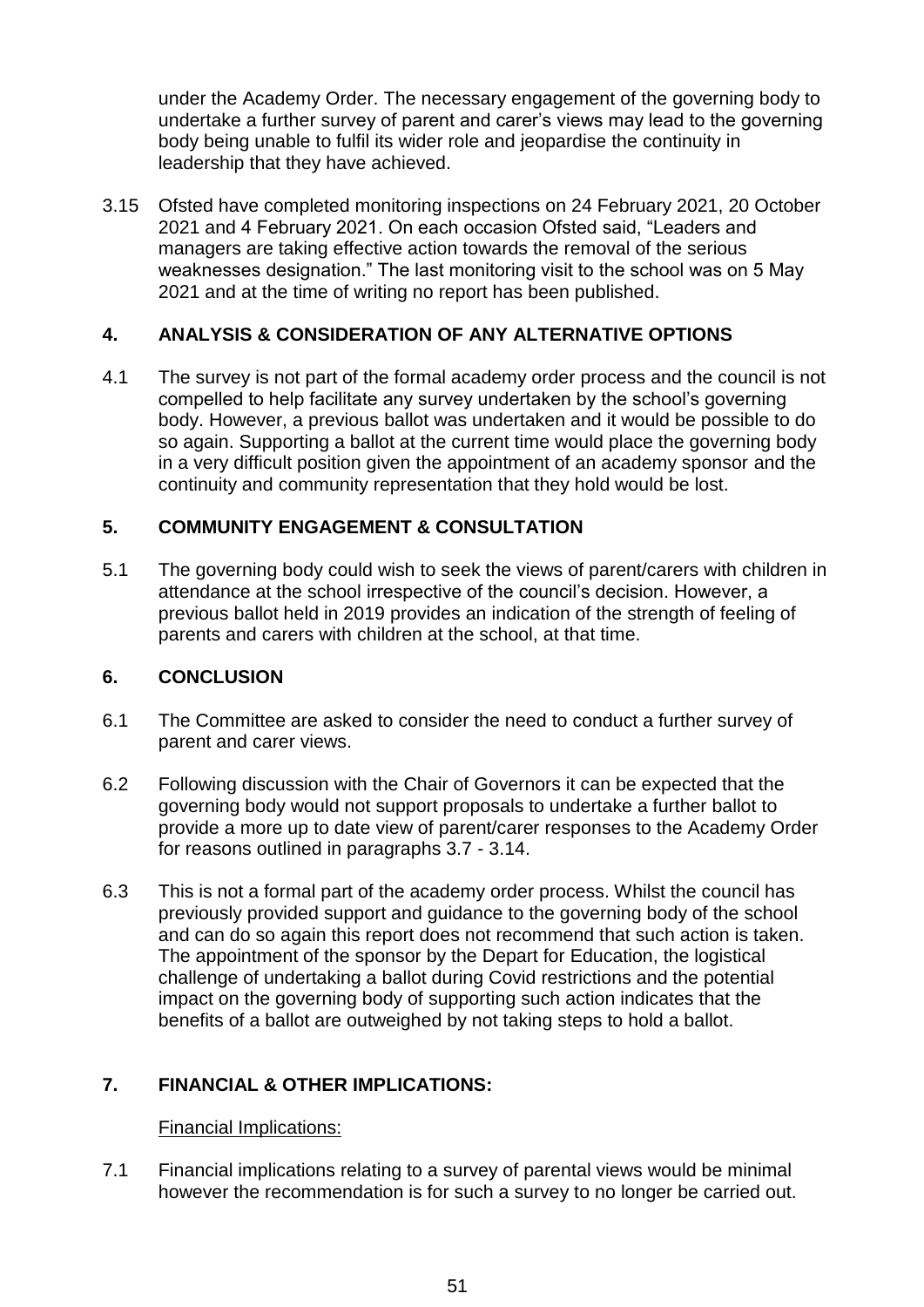under the Academy Order. The necessary engagement of the governing body to undertake a further survey of parent and carer's views may lead to the governing body being unable to fulfil its wider role and jeopardise the continuity in leadership that they have achieved.

3.15 Ofsted have completed monitoring inspections on 24 February 2021, 20 October 2021 and 4 February 2021. On each occasion Ofsted said, "Leaders and managers are taking effective action towards the removal of the serious weaknesses designation." The last monitoring visit to the school was on 5 May 2021 and at the time of writing no report has been published.

## 4. ANALYSIS & CONSIDERATION OF ANY ALTERNATIVE OPTIONS

4.1 The survey is not part of the formal academy order process and the council is not compelled to help facilitate any survey undertaken by the school's governing body. However, a previous ballot was undertaken and it would be possible to do so again. Supporting a ballot at the current time would place the governing body in a very difficult position given the appointment of an academy sponsor and the continuity and community representation that they hold would be lost.

## 5. COMMUNITY ENGAGEMENT & CONSULTATION

5.1 The governing body could wish to seek the views of parent/carers with children in attendance at the school irrespective of the council's decision. However, a previous ballot held in 2019 provides an indication of the strength of feeling of parents and carers with children at the school, at that time.

## 6. CONCLUSION

6.1 The Committee are asked to consider the need to conduct a further survey of parent and carer views.

6.2 Following discussion with the Chair of Governors it can be expected that the governing body would not support proposals to undertake a further ballot to provide a more up to date view of parent/carer responses to the Academy Order for reasons outlined in paragraphs 3.7 - 3.14.

6.3 This is not a formal part of the academy order process. Whilst the council has previously provided support and guidance to the governing body of the school and can do so again this report does not recommend that such action is taken. The appointment of the sponsor by the Depart for Education, the logistical challenge of undertaking a ballot during Covid restrictions and the potential impact on the governing body of supporting such action indicates that the benefits of a ballot are outweighed by not taking steps to hold a ballot.

## 7. FINANCIAL & OTHER IMPLICATIONS:

Financial Implications:

7.1 Financial implications relating to a survey of parental views would be minimal however the recommendation is for such a survey to no longer be carried out.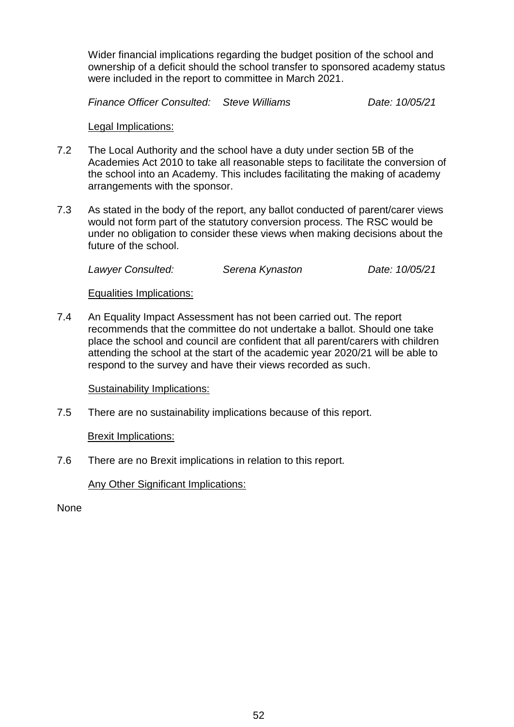Wider financial implications regarding the budget position of the school and ownership of a deficit should the school transfer to sponsored academy status were included in the report to committee in March 2021.

*Finance Officer Consulted: Steve Williams Date: 10/05/21*

Legal Implications:

7.2 The Local Authority and the school have a duty under section 5B of the Academies Act 2010 to take all reasonable steps to facilitate the conversion of the school into an Academy. This includes facilitating the making of academy arrangements with the sponsor.

7.3 As stated in the body of the report, any ballot conducted of parent/carer views would not form part of the statutory conversion process. The RSC would be under no obligation to consider these views when making decisions about the future of the school.

*Lawyer Consulted: Serena Kynaston Date: 10/05/21*

Equalities Implications:

7.4 An Equality Impact Assessment has not been carried out. The report recommends that the committee do not undertake a ballot. Should one take place the school and council are confident that all parent/carers with children attending the school at the start of the academic year 2020/21 will be able to respond to the survey and have their views recorded as such.

Sustainability Implications:

7.5 There are no sustainability implications because of this report.

Brexit Implications:

7.6 There are no Brexit implications in relation to this report.

Any Other Significant Implications:

None